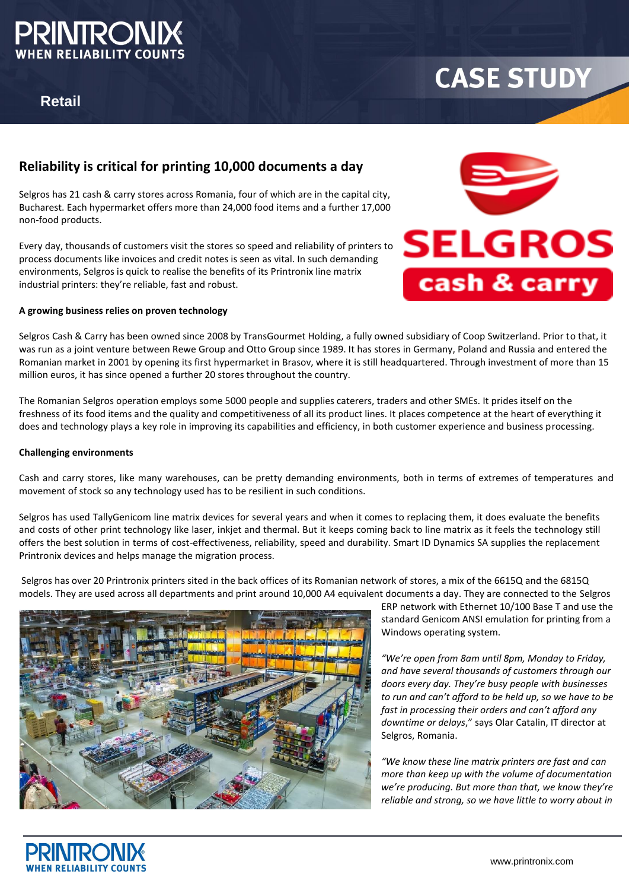Retail

# CASE STUDY

## Reliability is critical for printing 10,000 documents a day

Selgros has 21 cash & carry stores across Romania, four of which are in the capital city, Bucharest. Each hypermarket offers more than 24,000 food items and a further 17,000 non-food products.

Every day, thousands of customers visit the stores so speed and reliability of printers to process documents like invoices and credit notes is seen as vital. In such demanding environments, Selgros is quick to realise the benefits of its Printronix line matrix industrial printers: they're reliable, fast and robust.

**A growing business relies on proven technology**

Selgros Cash & Carry has been owned since 2008 by TransGourmet Holding, a fully owned subsidiary of Coop Switzerland. Prior to that, it was run as a joint venture between Rewe Group and Otto Group since 1989. It has stores in Germany, Poland and Russia and entered the Romanian market in 2001 by opening its first hypermarket in Brasov, where it is still headquartered. Through investment of more than 15 million euros, it has since opened a further 20 stores throughout the country.

The Romanian Selgros operation employs some 5000 people and supplies caterers, traders and other SMEs. It prides itself on the freshness of its food items and the quality and competitiveness of all its product lines. It places competence at the heart of everything it does and technology plays a key role in improving its capabilities and efficiency, in both customer experience and business processing.

**Challenging environments**

Cash and carry stores, like many warehouses, can be pretty demanding environments, both in terms of extremes of temperatures and movement of stock so any technology used has to be resilient in such conditions.

Selgros has used TallyGenicom line matrix devices for several years and when it comes to replacing them, it does evaluate the benefits and costs of other print technology like laser, inkjet and thermal. But it keeps coming back to line matrix as it feels the technology still offers the best solution in terms of cost-effectiveness, reliability, speed and durability. Smart ID Dynamics SA supplies the replacement Printronix devices and helps manage the migration process.

Selgros has over 20 Printronix printers sited in the back offices of its Romanian network of stores, a mix of the 6615Q and the 6815Q models. They are used across all departments and print around 10,000 A4 equivalent documents a day. They are connected to the Selgros ERP network with Ethernet 10/100 Base T and use the standard Genicom ANSI emulation for printing from a Windows operating system.

*"We're open from 8am until 8pm, Monday to Friday, and have several thousands of customers through our doors every day. They're busy people with businesses to run and can't afford to be held up, so we have to be fast in processing their orders and can't afford any downtime or delays*," says Olar Catalin, IT director at Selgros, Romania.

*"We know these line matrix printers are fast and can more than keep up with the volume of documentation we're producing. But more than that, we know they're reliable and strong, so we have little to worry about in*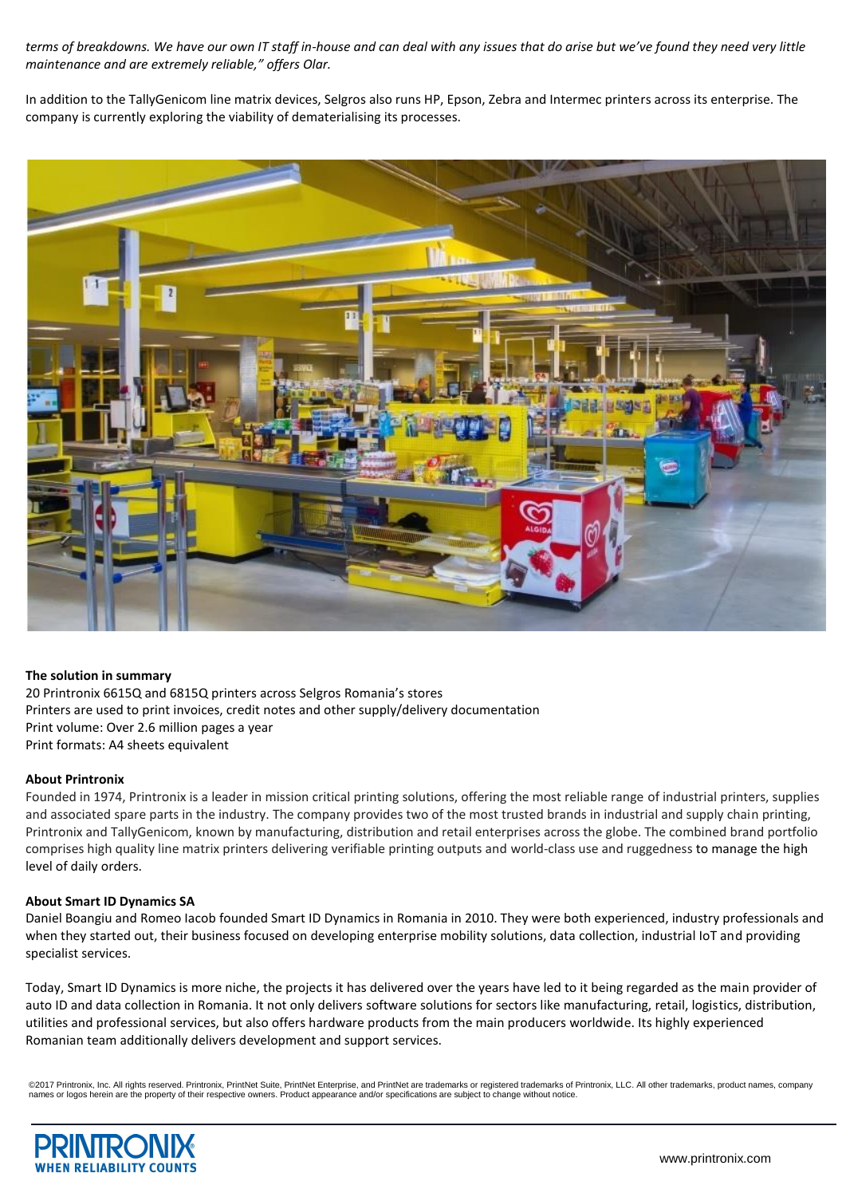*terms of breakdowns. We have our own IT staff in-house and can deal with any issues that do arise but we've found they need very little maintenance and are extremely reliable," offers Olar.*

In addition to the TallyGenicom line matrix devices, Selgros also runs HP, Epson, Zebra and Intermec printers across its enterprise. The company is currently exploring the viability of dematerialising its processes.

**The solution in summary**

20 Printronix 6615Q and 6815Q printers across Selgros Romania's stores
Printers are used to print invoices, credit notes and other supply/delivery documentation
Print volume: Over 2.6 million pages a year
Print formats: A4 sheets equivalent

**About Printronix**

Founded in 1974, Printronix is a leader in mission critical printing solutions, offering the most reliable range of industrial printers, supplies and associated spare parts in the industry. The company provides two of the most trusted brands in industrial and supply chain printing, Printronix and TallyGenicom, known by manufacturing, distribution and retail enterprises across the globe. The combined brand portfolio comprises high quality line matrix printers delivering verifiable printing outputs and world-class use and ruggedness to manage the high level of daily orders.

**About Smart ID Dynamics SA**

Daniel Boangiu and Romeo Iacob founded Smart ID Dynamics in Romania in 2010. They were both experienced, industry professionals and when they started out, their business focused on developing enterprise mobility solutions, data collection, industrial IoT and providing specialist services.

Today, Smart ID Dynamics is more niche, the projects it has delivered over the years have led to it being regarded as the main provider of auto ID and data collection in Romania. It not only delivers software solutions for sectors like manufacturing, retail, logistics, distribution, utilities and professional services, but also offers hardware products from the main producers worldwide. Its highly experienced Romanian team additionally delivers development and support services.

©2017 Printronix, Inc. All rights reserved. Printronix, PrintNet Suite, PrintNet Enterprise, and PrintNet are trademarks or registered trademarks of Printronix, LLC. All other trademarks, product names, company names or logos herein are the property of their respective owners. Product appearance and/or specifications are subject to change without notice.

PRINTRONIX WHEN RELIABILITY COUNTS

www.printronix.com